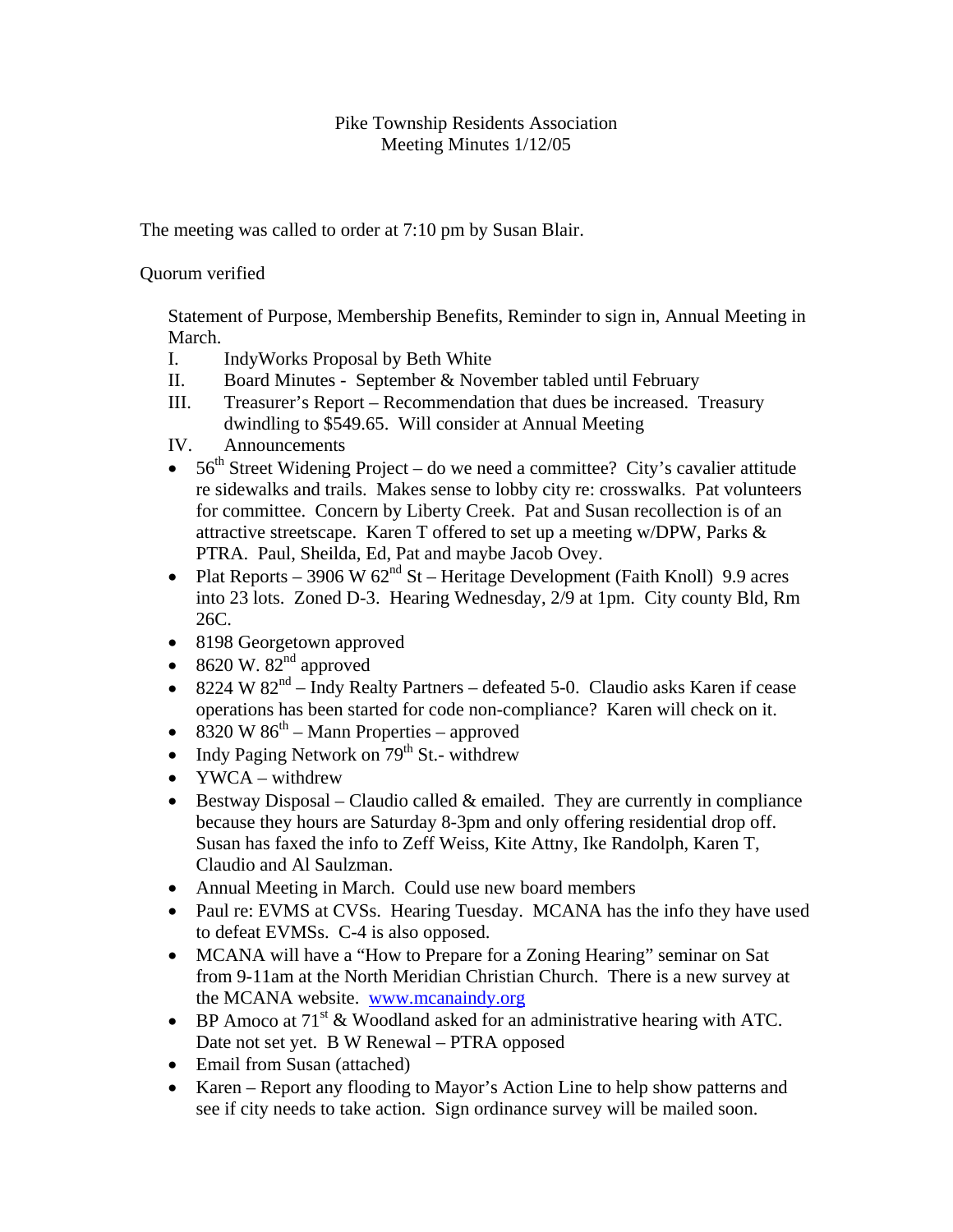Pike Township Residents Association
Meeting Minutes 1/12/05

The meeting was called to order at 7:10 pm by Susan Blair.

Quorum verified

Statement of Purpose, Membership Benefits, Reminder to sign in, Annual Meeting in March.

I. IndyWorks Proposal by Beth White
II. Board Minutes - September & November tabled until February
III. Treasurer's Report – Recommendation that dues be increased. Treasury dwindling to $549.65. Will consider at Annual Meeting
IV. Announcements

- 56th Street Widening Project – do we need a committee? City's cavalier attitude re sidewalks and trails. Makes sense to lobby city re: crosswalks. Pat volunteers for committee. Concern by Liberty Creek. Pat and Susan recollection is of an attractive streetscape. Karen T offered to set up a meeting w/DPW, Parks & PTRA. Paul, Sheilda, Ed, Pat and maybe Jacob Ovey.
- Plat Reports – 3906 W 62nd St – Heritage Development (Faith Knoll) 9.9 acres into 23 lots. Zoned D-3. Hearing Wednesday, 2/9 at 1pm. City county Bld, Rm 26C.
- 8198 Georgetown approved
- 8620 W. 82nd approved
- 8224 W 82nd – Indy Realty Partners – defeated 5-0. Claudio asks Karen if cease operations has been started for code non-compliance? Karen will check on it.
- 8320 W 86th – Mann Properties – approved
- Indy Paging Network on 79th St.- withdrew
- YWCA – withdrew
- Bestway Disposal – Claudio called & emailed. They are currently in compliance because they hours are Saturday 8-3pm and only offering residential drop off. Susan has faxed the info to Zeff Weiss, Kite Attny, Ike Randolph, Karen T, Claudio and Al Saulzman.
- Annual Meeting in March. Could use new board members
- Paul re: EVMS at CVSs. Hearing Tuesday. MCANA has the info they have used to defeat EVMSs. C-4 is also opposed.
- MCANA will have a "How to Prepare for a Zoning Hearing" seminar on Sat from 9-11am at the North Meridian Christian Church. There is a new survey at the MCANA website. [www.mcanaindy.org](http://www.mcanaindy.org)
- BP Amoco at 71st & Woodland asked for an administrative hearing with ATC. Date not set yet. B W Renewal – PTRA opposed
- Email from Susan (attached)
- Karen – Report any flooding to Mayor's Action Line to help show patterns and see if city needs to take action. Sign ordinance survey will be mailed soon.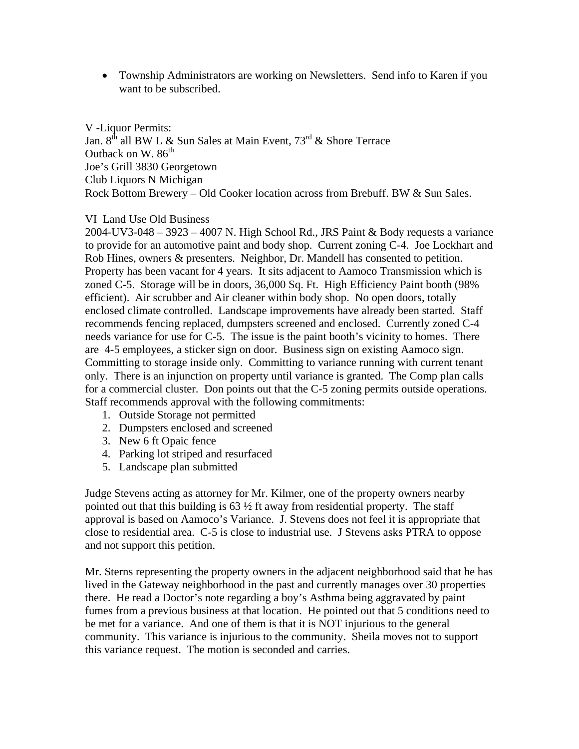- Township Administrators are working on Newsletters. Send info to Karen if you want to be subscribed.

V -Liquor Permits:
Jan. 8th all BW L & Sun Sales at Main Event, 73rd & Shore Terrace
Outback on W. 86th
Joe's Grill 3830 Georgetown
Club Liquors N Michigan
Rock Bottom Brewery – Old Cooker location across from Brebuff. BW & Sun Sales.

VI Land Use Old Business
2004-UV3-048 – 3923 – 4007 N. High School Rd., JRS Paint & Body requests a variance to provide for an automotive paint and body shop. Current zoning C-4. Joe Lockhart and Rob Hines, owners & presenters. Neighbor, Dr. Mandell has consented to petition. Property has been vacant for 4 years. It sits adjacent to Aamoco Transmission which is zoned C-5. Storage will be in doors, 36,000 Sq. Ft. High Efficiency Paint booth (98% efficient). Air scrubber and Air cleaner within body shop. No open doors, totally enclosed climate controlled. Landscape improvements have already been started. Staff recommends fencing replaced, dumpsters screened and enclosed. Currently zoned C-4 needs variance for use for C-5. The issue is the paint booth's vicinity to homes. There are 4-5 employees, a sticker sign on door. Business sign on existing Aamoco sign. Committing to storage inside only. Committing to variance running with current tenant only. There is an injunction on property until variance is granted. The Comp plan calls for a commercial cluster. Don points out that the C-5 zoning permits outside operations. Staff recommends approval with the following commitments:

1. Outside Storage not permitted
2. Dumpsters enclosed and screened
3. New 6 ft Opaic fence
4. Parking lot striped and resurfaced
5. Landscape plan submitted

Judge Stevens acting as attorney for Mr. Kilmer, one of the property owners nearby pointed out that this building is 63 ½ ft away from residential property. The staff approval is based on Aamoco's Variance. J. Stevens does not feel it is appropriate that close to residential area. C-5 is close to industrial use. J Stevens asks PTRA to oppose and not support this petition.

Mr. Sterns representing the property owners in the adjacent neighborhood said that he has lived in the Gateway neighborhood in the past and currently manages over 30 properties there. He read a Doctor's note regarding a boy's Asthma being aggravated by paint fumes from a previous business at that location. He pointed out that 5 conditions need to be met for a variance. And one of them is that it is NOT injurious to the general community. This variance is injurious to the community. Sheila moves not to support this variance request. The motion is seconded and carries.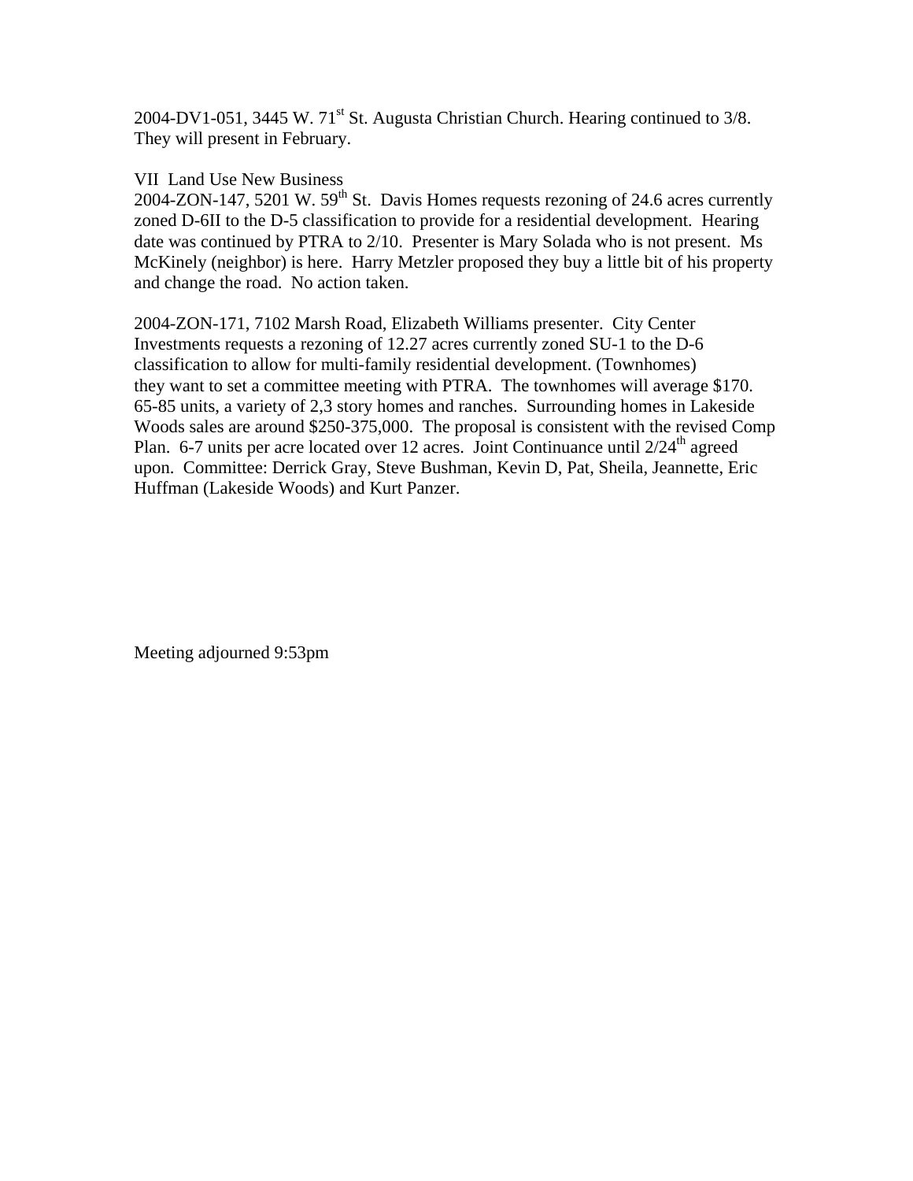2004-DV1-051, 3445 W. 71st St. Augusta Christian Church. Hearing continued to 3/8. They will present in February.

VII Land Use New Business
2004-ZON-147, 5201 W. 59th St. Davis Homes requests rezoning of 24.6 acres currently zoned D-6II to the D-5 classification to provide for a residential development. Hearing date was continued by PTRA to 2/10. Presenter is Mary Solada who is not present. Ms McKinely (neighbor) is here. Harry Metzler proposed they buy a little bit of his property and change the road. No action taken.

2004-ZON-171, 7102 Marsh Road, Elizabeth Williams presenter. City Center Investments requests a rezoning of 12.27 acres currently zoned SU-1 to the D-6 classification to allow for multi-family residential development. (Townhomes) they want to set a committee meeting with PTRA. The townhomes will average $170. 65-85 units, a variety of 2,3 story homes and ranches. Surrounding homes in Lakeside Woods sales are around $250-375,000. The proposal is consistent with the revised Comp Plan. 6-7 units per acre located over 12 acres. Joint Continuance until 2/24th agreed upon. Committee: Derrick Gray, Steve Bushman, Kevin D, Pat, Sheila, Jeannette, Eric Huffman (Lakeside Woods) and Kurt Panzer.

Meeting adjourned 9:53pm